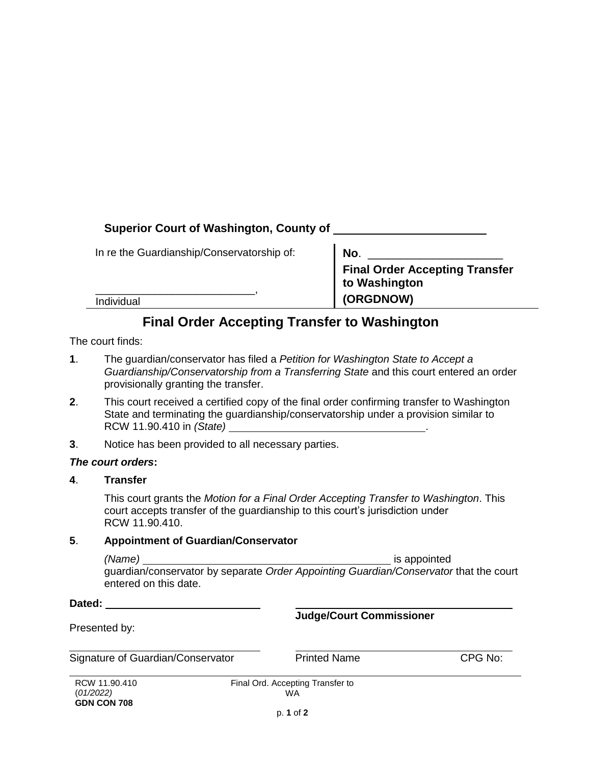**Superior Court of Washington, County of** \_\_\_\_\_\_\_\_\_\_\_\_\_\_\_\_\_\_\_\_\_\_\_

| | |
|---|---|
| In re the Guardianship/Conservatorship of:<br><br>\_\_\_\_\_\_\_\_\_\_\_\_\_\_\_\_\_\_\_\_\_\_\_\_\_\_\_,<br>Individual | **No**. \_\_\_\_\_\_\_\_\_\_\_\_\_\_\_\_\_\_\_\_\_\_<br>**Final Order Accepting Transfer to Washington**<br>**(ORGDNOW)** |

# Final Order Accepting Transfer to Washington

The court finds:

**1**. The guardian/conservator has filed a *Petition for Washington State to Accept a Guardianship/Conservatorship from a Transferring State* and this court entered an order provisionally granting the transfer.

**2**. This court received a certified copy of the final order confirming transfer to Washington State and terminating the guardianship/conservatorship under a provision similar to RCW 11.90.410 in *(State)* \_\_\_\_\_\_\_\_\_\_\_\_\_\_\_\_\_\_\_\_\_\_\_\_\_\_\_\_\_\_\_\_\_\_\_.

**3**. Notice has been provided to all necessary parties.

***The court orders*:**

**4**. **Transfer**

This court grants the *Motion for a Final Order Accepting Transfer to Washington*. This court accepts transfer of the guardianship to this court's jurisdiction under RCW 11.90.410.

**5**. **Appointment of Guardian/Conservator**

*(Name)* \_\_\_\_\_\_\_\_\_\_\_\_\_\_\_\_\_\_\_\_\_\_\_\_\_\_\_\_\_\_\_\_\_\_\_\_\_\_\_\_\_\_\_ is appointed guardian/conservator by separate *Order Appointing Guardian/Conservator* that the court entered on this date.

**Dated:** \_\_\_\_\_\_\_\_\_\_\_\_\_\_\_\_\_\_\_\_\_\_\_\_\_\_\_ \_\_\_\_\_\_\_\_\_\_\_\_\_\_\_\_\_\_\_\_\_\_\_\_\_\_\_\_\_\_\_\_\_\_\_\_\_\_
**Judge/Court Commissioner**

Presented by:

| | | |
|---|---|---|
| Signature of Guardian/Conservator | Printed Name | CPG No: |

RCW 11.90.410
(*01/2022*)
**GDN CON 708**

Final Ord. Accepting Transfer to WA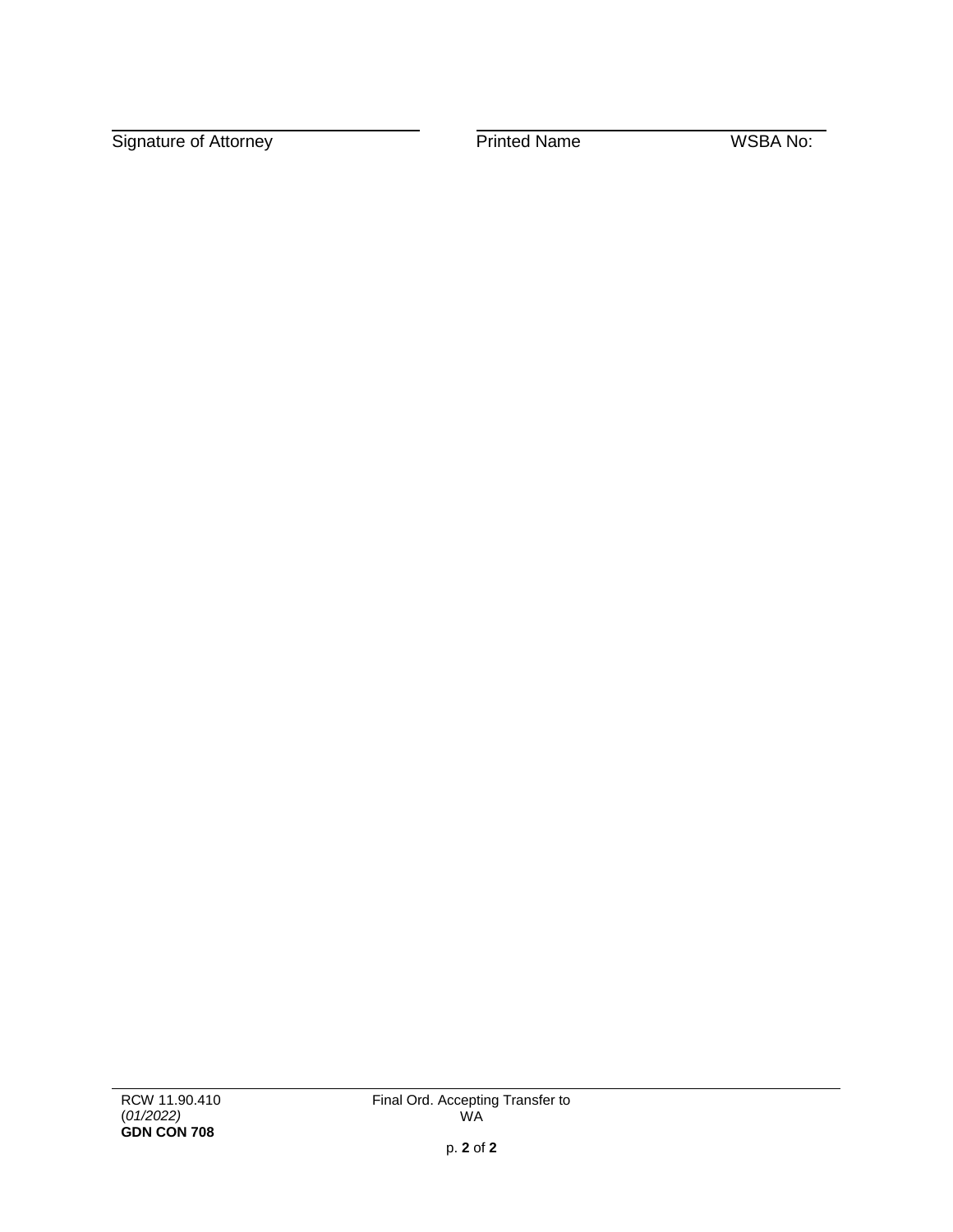| | | |
|---|---|---|
| Signature of Attorney | Printed Name | WSBA No: |

RCW 11.90.410
(*01/2022)*
**GDN CON 708**

Final Ord. Accepting Transfer to WA